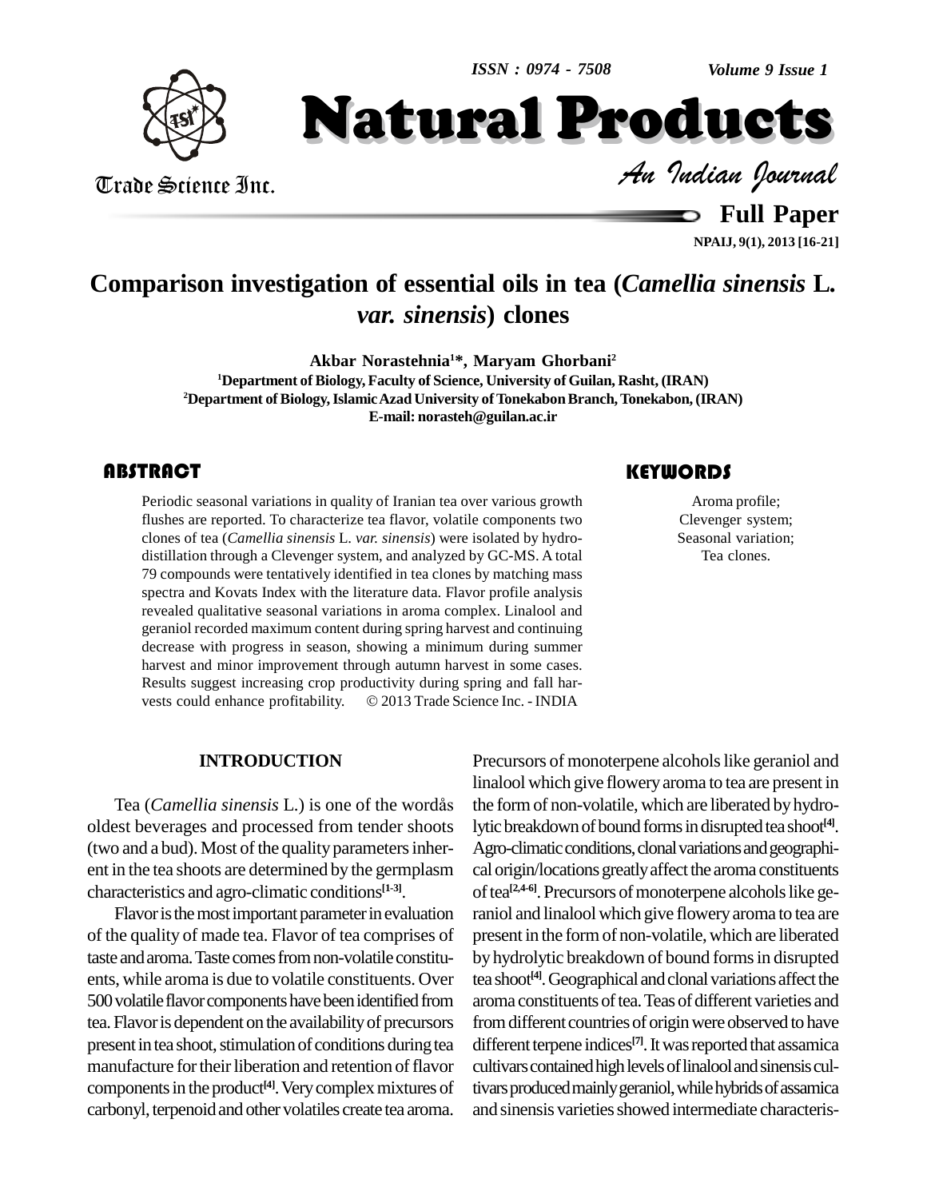// Full Paper

# Comparison investigation of essential oils in tea (*Camellia sinensis* L. *var. sinensis*) clones

**Akbar Norastehnia[1]\*, Maryam Ghorbani[2]**

[1]Department of Biology, Faculty of Science, University of Guilan, Rasht, (IRAN)
[2]Department of Biology, Islamic Azad University of Tonekabon Branch, Tonekabon, (IRAN)
E-mail: norasteh@guilan.ac.ir

## ABSTRACT

Periodic seasonal variations in quality of Iranian tea over various growth flushes are reported. To characterize tea flavor, volatile components two clones of tea (*Camellia sinensis* L. *var. sinensis*) were isolated by hydro-distillation through a Clevenger system, and analyzed by GC-MS. A total 79 compounds were tentatively identified in tea clones by matching mass spectra and Kovats Index with the literature data. Flavor profile analysis revealed qualitative seasonal variations in aroma complex. Linalool and geraniol recorded maximum content during spring harvest and continuing decrease with progress in season, showing a minimum during summer harvest and minor improvement through autumn harvest in some cases. Results suggest increasing crop productivity during spring and fall harvests could enhance profitability. © 2013 Trade Science Inc. - INDIA

## KEYWORDS

Aroma profile;
Clevenger system;
Seasonal variation;
Tea clones.

## INTRODUCTION

Tea (*Camellia sinensis* L.) is one of the wordås oldest beverages and processed from tender shoots (two and a bud). Most of the quality parameters inherent in the tea shoots are determined by the germplasm characteristics and agro-climatic conditions[1-3].

Flavor is the most important parameter in evaluation of the quality of made tea. Flavor of tea comprises of taste and aroma. Taste comes from non-volatile constituents, while aroma is due to volatile constituents. Over 500 volatile flavor components have been identified from tea. Flavor is dependent on the availability of precursors present in tea shoot, stimulation of conditions during tea manufacture for their liberation and retention of flavor components in the product[4]. Very complex mixtures of carbonyl, terpenoid and other volatiles create tea aroma. Precursors of monoterpene alcohols like geraniol and linalool which give flowery aroma to tea are present in the form of non-volatile, which are liberated by hydrolytic breakdown of bound forms in disrupted tea shoot[4]. Agro-climatic conditions, clonal variations and geographical origin/locations greatly affect the aroma constituents of tea[2,4-6]. Precursors of monoterpene alcohols like geraniol and linalool which give flowery aroma to tea are present in the form of non-volatile, which are liberated by hydrolytic breakdown of bound forms in disrupted tea shoot[4]. Geographical and clonal variations affect the aroma constituents of tea. Teas of different varieties and from different countries of origin were observed to have different terpene indices[7]. It was reported that assamica cultivars contained high levels of linalool and sinensis cultivars produced mainly geraniol, while hybrids of assamica and sinensis varieties showed intermediate characteris-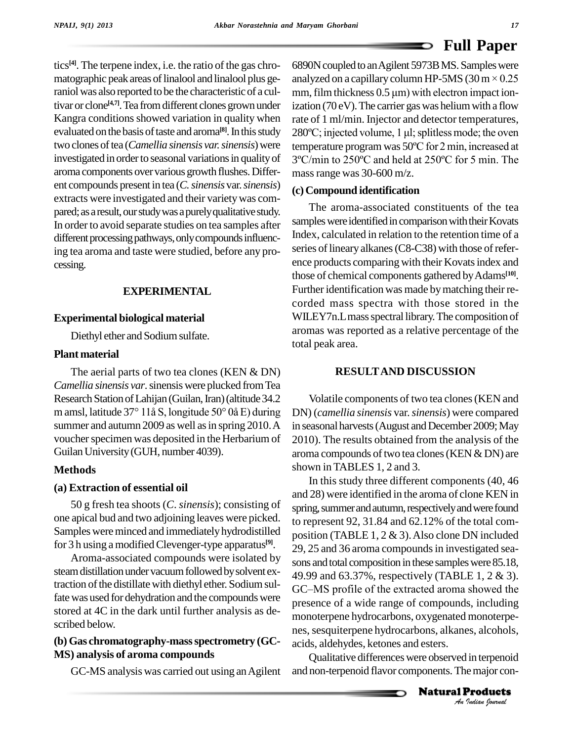tics[4]. The terpene index, i.e. the ratio of the gas chromatographic peak areas of linalool and linalool plus geraniol was also reported to be the characteristic of a cultivar or clone[4,7]. Tea from different clones grown under Kangra conditions showed variation in quality when evaluated on the basis of taste and aroma[8]. In this study two clones of tea (*Camellia sinensis var. sinensis*) were investigated in order to seasonal variations in quality of aroma components over various growth flushes. Different compounds present in tea (*C. sinensis* var. *sinensis*) extracts were investigated and their variety was compared; as a result, our study was a purely qualitative study. In order to avoid separate studies on tea samples after different processing pathways, only compounds influencing tea aroma and taste were studied, before any processing.

## EXPERIMENTAL

### Experimental biological material

Diethyl ether and Sodium sulfate.

### Plant material

The aerial parts of two tea clones (KEN & DN) *Camellia sinensis var*. sinensis were plucked from Tea Research Station of Lahijan (Guilan, Iran) (altitude 34.2 m amsl, latitude 37° 11å S, longitude 50° 0å E) during summer and autumn 2009 as well as in spring 2010. A voucher specimen was deposited in the Herbarium of Guilan University (GUH, number 4039).

### Methods

#### (a) Extraction of essential oil

50 g fresh tea shoots (*C. sinensis*); consisting of one apical bud and two adjoining leaves were picked. Samples were minced and immediately hydrodistilled for 3 h using a modified Clevenger-type apparatus[9].

Aroma-associated compounds were isolated by steam distillation under vacuum followed by solvent extraction of the distillate with diethyl ether. Sodium sulfate was used for dehydration and the compounds were stored at 4C in the dark until further analysis as described below.

#### (b) Gas chromatography-mass spectrometry (GC-MS) analysis of aroma compounds

GC-MS analysis was carried out using an Agilent 6890N coupled to an Agilent 5973B MS. Samples were analyzed on a capillary column HP-5MS (30 m × 0.25 mm, film thickness 0.5 μm) with electron impact ionization (70 eV). The carrier gas was helium with a flow rate of 1 ml/min. Injector and detector temperatures, 280ºC; injected volume, 1 μl; splitless mode; the oven temperature program was 50ºC for 2 min, increased at 3ºC/min to 250ºC and held at 250ºC for 5 min. The mass range was 30-600 m/z.

#### (c) Compound identification

The aroma-associated constituents of the tea samples were identified in comparison with their Kovats Index, calculated in relation to the retention time of a series of lineary alkanes (C8-C38) with those of reference products comparing with their Kovats index and those of chemical components gathered by Adams[10]. Further identification was made by matching their recorded mass spectra with those stored in the WILEY7n.L mass spectral library. The composition of aromas was reported as a relative percentage of the total peak area.

## RESULT AND DISCUSSION

Volatile components of two tea clones (KEN and DN) (*camellia sinensis* var. *sinensis*) were compared in seasonal harvests (August and December 2009; May 2010). The results obtained from the analysis of the aroma compounds of two tea clones (KEN & DN) are shown in TABLES 1, 2 and 3.

In this study three different components (40, 46 and 28) were identified in the aroma of clone KEN in spring, summer and autumn, respectively and were found to represent 92, 31.84 and 62.12% of the total composition (TABLE 1, 2 & 3). Also clone DN included 29, 25 and 36 aroma compounds in investigated seasons and total composition in these samples were 85.18, 49.99 and 63.37%, respectively (TABLE 1, 2 & 3). GC–MS profile of the extracted aroma showed the presence of a wide range of compounds, including monoterpene hydrocarbons, oxygenated monoterpenes, sesquiterpene hydrocarbons, alkanes, alcohols, acids, aldehydes, ketones and esters.

Qualitative differences were observed in terpenoid and non-terpenoid flavor components. The major con-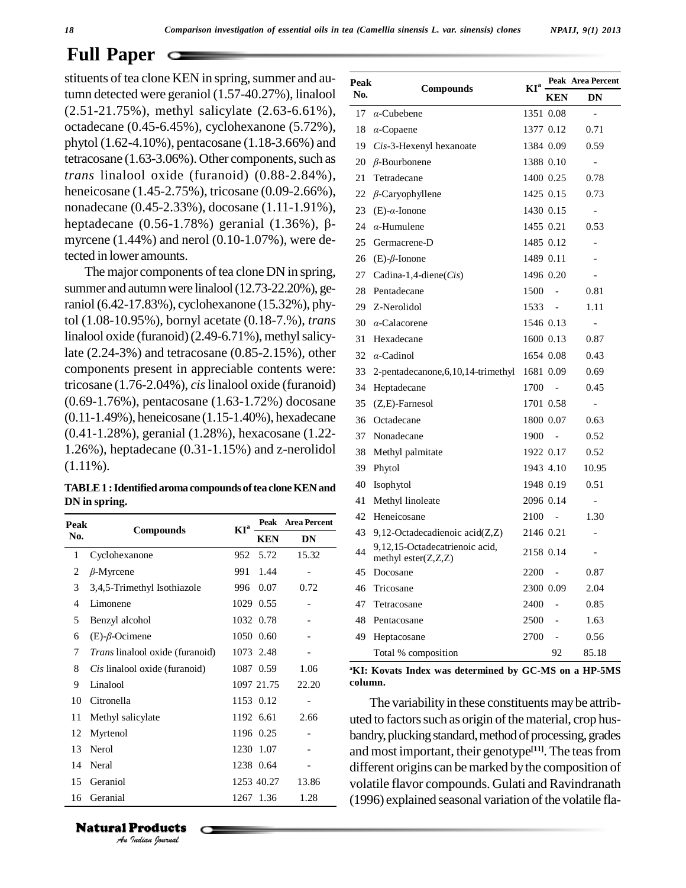## Full Paper

stituents of tea clone KEN in spring, summer and autumn detected were geraniol (1.57-40.27%), linalool (2.51-21.75%), methyl salicylate (2.63-6.61%), octadecane (0.45-6.45%), cyclohexanone (5.72%), phytol (1.62-4.10%), pentacosane (1.18-3.66%) and tetracosane (1.63-3.06%). Other components, such as *trans* linalool oxide (furanoid) (0.88-2.84%), heneicosane (1.45-2.75%), tricosane (0.09-2.66%), nonadecane (0.45-2.33%), docosane (1.11-1.91%), heptadecane (0.56-1.78%) geranial (1.36%), β-myrcene (1.44%) and nerol (0.10-1.07%), were detected in lower amounts.

The major components of tea clone DN in spring, summer and autumn were linalool (12.73-22.20%), geraniol (6.42-17.83%), cyclohexanone (15.32%), phytol (1.08-10.95%), bornyl acetate (0.18-7.%), *trans* linalool oxide (furanoid) (2.49-6.71%), methyl salicylate (2.24-3%) and tetracosane (0.85-2.15%), other components present in appreciable contents were: tricosane (1.76-2.04%), *cis* linalool oxide (furanoid) (0.69-1.76%), pentacosane (1.63-1.72%) docosane (0.11-1.49%), heneicosane (1.15-1.40%), hexadecane (0.41-1.28%), geranial (1.28%), hexacosane (1.22-1.26%), heptadecane (0.31-1.15%) and z-nerolidol (1.11%).

**TABLE 1 : Identified aroma compounds of tea clone KEN and DN in spring.**

| Peak No. | Compounds | KI[a] | Peak Area Percent | |
|---|---|---|---|---|
| | | | KEN | DN |
| 1 | Cyclohexanone | 952 | 5.72 | 15.32 |
| 2 | *β*-Myrcene | 991 | 1.44 | - |
| 3 | 3,4,5-Trimethyl Isothiazole | 996 | 0.07 | 0.72 |
| 4 | Limonene | 1029 | 0.55 | - |
| 5 | Benzyl alcohol | 1032 | 0.78 | - |
| 6 | (E)-*β*-Ocimene | 1050 | 0.60 | - |
| 7 | *Trans* linalool oxide (furanoid) | 1073 | 2.48 | - |
| 8 | *Cis* linalool oxide (furanoid) | 1087 | 0.59 | 1.06 |
| 9 | Linalool | 1097 | 21.75 | 22.20 |
| 10 | Citronella | 1153 | 0.12 | - |
| 11 | Methyl salicylate | 1192 | 6.61 | 2.66 |
| 12 | Myrtenol | 1196 | 0.25 | - |
| 13 | Nerol | 1230 | 1.07 | - |
| 14 | Neral | 1238 | 0.64 | - |
| 15 | Geraniol | 1253 | 40.27 | 13.86 |
| 16 | Geranial | 1267 | 1.36 | 1.28 |
| 17 | *α*-Cubebene | 1351 | 0.08 | - |
| 18 | *α*-Copaene | 1377 | 0.12 | 0.71 |
| 19 | *Cis*-3-Hexenyl hexanoate | 1384 | 0.09 | 0.59 |
| 20 | *β*-Bourbonene | 1388 | 0.10 | - |
| 21 | Tetradecane | 1400 | 0.25 | 0.78 |
| 22 | *β*-Caryophyllene | 1425 | 0.15 | 0.73 |
| 23 | (E)-*α*-Ionone | 1430 | 0.15 | - |
| 24 | *α*-Humulene | 1455 | 0.21 | 0.53 |
| 25 | Germacrene-D | 1485 | 0.12 | - |
| 26 | (E)-*β*-Ionone | 1489 | 0.11 | - |
| 27 | Cadina-1,4-diene(*Cis*) | 1496 | 0.20 | - |
| 28 | Pentadecane | 1500 | - | 0.81 |
| 29 | Z-Nerolidol | 1533 | - | 1.11 |
| 30 | *α*-Calacorene | 1546 | 0.13 | - |
| 31 | Hexadecane | 1600 | 0.13 | 0.87 |
| 32 | *α*-Cadinol | 1654 | 0.08 | 0.43 |
| 33 | 2-pentadecanone,6,10,14-trimethyl | 1681 | 0.09 | 0.69 |
| 34 | Heptadecane | 1700 | - | 0.45 |
| 35 | (Z,E)-Farnesol | 1701 | 0.58 | - |
| 36 | Octadecane | 1800 | 0.07 | 0.63 |
| 37 | Nonadecane | 1900 | - | 0.52 |
| 38 | Methyl palmitate | 1922 | 0.17 | 0.52 |
| 39 | Phytol | 1943 | 4.10 | 10.95 |
| 40 | Isophytol | 1948 | 0.19 | 0.51 |
| 41 | Methyl linoleate | 2096 | 0.14 | - |
| 42 | Heneicosane | 2100 | - | 1.30 |
| 43 | 9,12-Octadecadienoic acid(Z,Z) | 2146 | 0.21 | - |
| 44 | 9,12,15-Octadecatrienoic acid, methyl ester(Z,Z,Z) | 2158 | 0.14 | - |
| 45 | Docosane | 2200 | - | 0.87 |
| 46 | Tricosane | 2300 | 0.09 | 2.04 |
| 47 | Tetracosane | 2400 | - | 0.85 |
| 48 | Pentacosane | 2500 | - | 1.63 |
| 49 | Heptacosane | 2700 | - | 0.56 |
| | Total % composition | | 92 | 85.18 |

**[a]KI: Kovats Index was determined by GC-MS on a HP-5MS column.**

The variability in these constituents may be attributed to factors such as origin of the material, crop husbandry, plucking standard, method of processing, grades and most important, their genotype[11]. The teas from different origins can be marked by the composition of volatile flavor compounds. Gulati and Ravindranath (1996) explained seasonal variation of the volatile fla-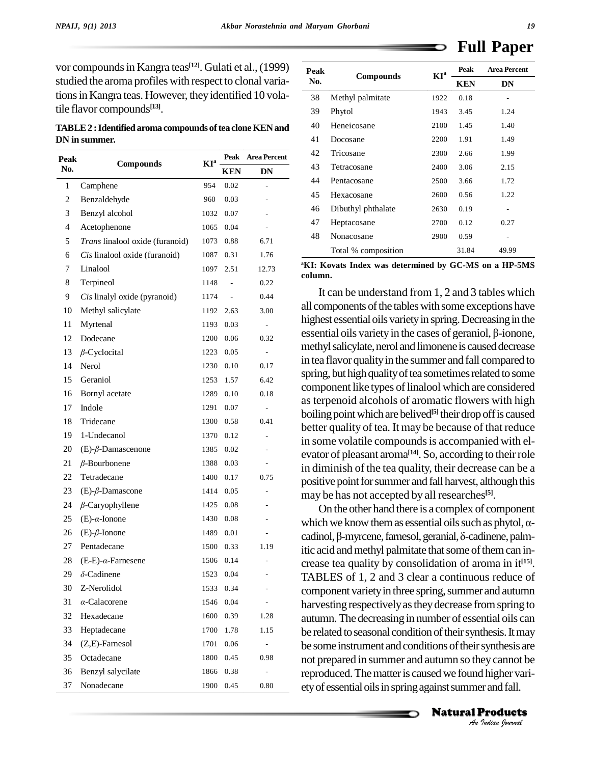vor compounds in Kangra teas[12]. Gulati et al., (1999) studied the aroma profiles with respect to clonal variations in Kangra teas. However, they identified 10 volatile flavor compounds[13].

**TABLE 2 : Identified aroma compounds of tea clone KEN and DN in summer.**

| Peak No. | Compounds | KI[a] | Peak KEN | Area Percent DN |
|---|---|---|---|---|
| 1 | Camphene | 954 | 0.02 | - |
| 2 | Benzaldehyde | 960 | 0.03 | - |
| 3 | Benzyl alcohol | 1032 | 0.07 | - |
| 4 | Acetophenone | 1065 | 0.04 | - |
| 5 | *Trans* linalool oxide (furanoid) | 1073 | 0.88 | 6.71 |
| 6 | *Cis* linalool oxide (furanoid) | 1087 | 0.31 | 1.76 |
| 7 | Linalool | 1097 | 2.51 | 12.73 |
| 8 | Terpineol | 1148 | - | 0.22 |
| 9 | *Cis* linalyl oxide (pyranoid) | 1174 | - | 0.44 |
| 10 | Methyl salicylate | 1192 | 2.63 | 3.00 |
| 11 | Myrtenal | 1193 | 0.03 | - |
| 12 | Dodecane | 1200 | 0.06 | 0.32 |
| 13 | *β*-Cyclocital | 1223 | 0.05 | - |
| 14 | Nerol | 1230 | 0.10 | 0.17 |
| 15 | Geraniol | 1253 | 1.57 | 6.42 |
| 16 | Bornyl acetate | 1289 | 0.10 | 0.18 |
| 17 | Indole | 1291 | 0.07 | - |
| 18 | Tridecane | 1300 | 0.58 | 0.41 |
| 19 | 1-Undecanol | 1370 | 0.12 | - |
| 20 | (E)-*β*-Damascenone | 1385 | 0.02 | - |
| 21 | *β*-Bourbonene | 1388 | 0.03 | - |
| 22 | Tetradecane | 1400 | 0.17 | 0.75 |
| 23 | (E)-*β*-Damascone | 1414 | 0.05 | - |
| 24 | *β*-Caryophyllene | 1425 | 0.08 | - |
| 25 | (E)-*α*-Ionone | 1430 | 0.08 | - |
| 26 | (E)-*β*-Ionone | 1489 | 0.01 | - |
| 27 | Pentadecane | 1500 | 0.33 | 1.19 |
| 28 | (E-E)-*α*-Farnesene | 1506 | 0.14 | - |
| 29 | *δ*-Cadinene | 1523 | 0.04 | - |
| 30 | Z-Nerolidol | 1533 | 0.34 | - |
| 31 | *α*-Calacorene | 1546 | 0.04 | - |
| 32 | Hexadecane | 1600 | 0.39 | 1.28 |
| 33 | Heptadecane | 1700 | 1.78 | 1.15 |
| 34 | (Z,E)-Farnesol | 1701 | 0.06 | - |
| 35 | Octadecane | 1800 | 0.45 | 0.98 |
| 36 | Benzyl salycilate | 1866 | 0.38 | - |
| 37 | Nonadecane | 1900 | 0.45 | 0.80 |
| 38 | Methyl palmitate | 1922 | 0.18 | - |
| 39 | Phytol | 1943 | 3.45 | 1.24 |
| 40 | Heneicosane | 2100 | 1.45 | 1.40 |
| 41 | Docosane | 2200 | 1.91 | 1.49 |
| 42 | Tricosane | 2300 | 2.66 | 1.99 |
| 43 | Tetracosane | 2400 | 3.06 | 2.15 |
| 44 | Pentacosane | 2500 | 3.66 | 1.72 |
| 45 | Hexacosane | 2600 | 0.56 | 1.22 |
| 46 | Dibuthyl phthalate | 2630 | 0.19 | - |
| 47 | Heptacosane | 2700 | 0.12 | 0.27 |
| 48 | Nonacosane | 2900 | 0.59 | - |
| | Total % composition | | 31.84 | 49.99 |

[a]**KI: Kovats Index was determined by GC-MS on a HP-5MS column.**

It can be understand from 1, 2 and 3 tables which all components of the tables with some exceptions have highest essential oils variety in spring. Decreasing in the essential oils variety in the cases of geraniol, β-ionone, methyl salicylate, nerol and limonene is caused decrease in tea flavor quality in the summer and fall compared to spring, but high quality of tea sometimes related to some component like types of linalool which are considered as terpenoid alcohols of aromatic flowers with high boiling point which are belived[5] their drop off is caused better quality of tea. It may be because of that reduce in some volatile compounds is accompanied with elevator of pleasant aroma[14]. So, according to their role in diminish of the tea quality, their decrease can be a positive point for summer and fall harvest, although this may be has not accepted by all researches[5].

On the other hand there is a complex of component which we know them as essential oils such as phytol, α-cadinol, β-myrcene, farnesol, geranial, δ-cadinene, palmitic acid and methyl palmitate that some of them can increase tea quality by consolidation of aroma in it[15]. TABLES of 1, 2 and 3 clear a continuous reduce of component variety in three spring, summer and autumn harvesting respectively as they decrease from spring to autumn. The decreasing in number of essential oils can be related to seasonal condition of their synthesis. It may be some instrument and conditions of their synthesis are not prepared in summer and autumn so they cannot be reproduced. The matter is caused we found higher variety of essential oils in spring against summer and fall.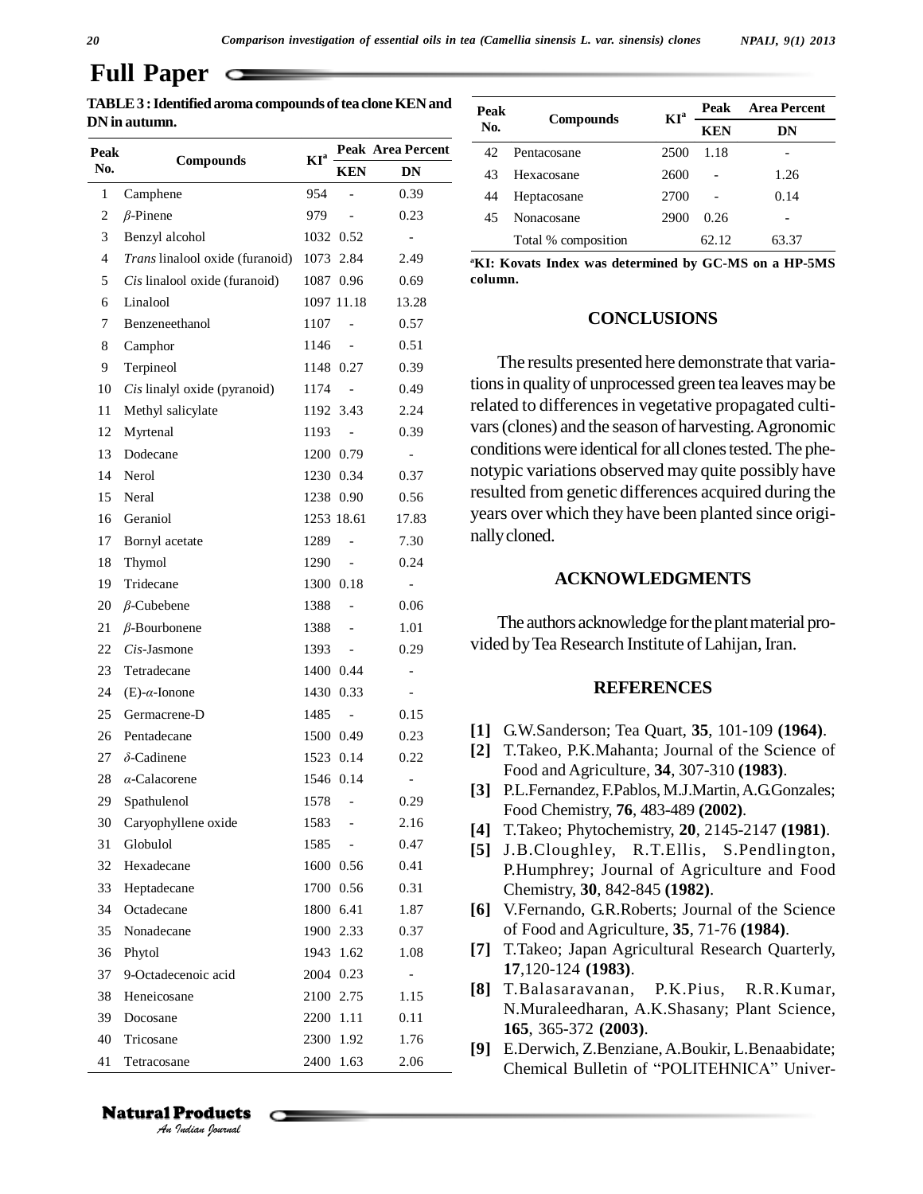**TABLE 3 : Identified aroma compounds of tea clone KEN and DN in autumn.**

| Peak No. | Compounds | KI[a] | Peak Area Percent | |
|---|---|---|---|---|
| | | | KEN | DN |
| 1 | Camphene | 954 | - | 0.39 |
| 2 | *β*-Pinene | 979 | - | 0.23 |
| 3 | Benzyl alcohol | 1032 | 0.52 | - |
| 4 | *Trans* linalool oxide (furanoid) | 1073 | 2.84 | 2.49 |
| 5 | *Cis* linalool oxide (furanoid) | 1087 | 0.96 | 0.69 |
| 6 | Linalool | 1097 | 11.18 | 13.28 |
| 7 | Benzeneethanol | 1107 | - | 0.57 |
| 8 | Camphor | 1146 | - | 0.51 |
| 9 | Terpineol | 1148 | 0.27 | 0.39 |
| 10 | *Cis* linalyl oxide (pyranoid) | 1174 | - | 0.49 |
| 11 | Methyl salicylate | 1192 | 3.43 | 2.24 |
| 12 | Myrtenal | 1193 | - | 0.39 |
| 13 | Dodecane | 1200 | 0.79 | - |
| 14 | Nerol | 1230 | 0.34 | 0.37 |
| 15 | Neral | 1238 | 0.90 | 0.56 |
| 16 | Geraniol | 1253 | 18.61 | 17.83 |
| 17 | Bornyl acetate | 1289 | - | 7.30 |
| 18 | Thymol | 1290 | - | 0.24 |
| 19 | Tridecane | 1300 | 0.18 | - |
| 20 | *β*-Cubebene | 1388 | - | 0.06 |
| 21 | *β*-Bourbonene | 1388 | - | 1.01 |
| 22 | *Cis*-Jasmone | 1393 | - | 0.29 |
| 23 | Tetradecane | 1400 | 0.44 | - |
| 24 | (E)-*α*-Ionone | 1430 | 0.33 | - |
| 25 | Germacrene-D | 1485 | - | 0.15 |
| 26 | Pentadecane | 1500 | 0.49 | 0.23 |
| 27 | *δ*-Cadinene | 1523 | 0.14 | 0.22 |
| 28 | *α*-Calacorene | 1546 | 0.14 | - |
| 29 | Spathulenol | 1578 | - | 0.29 |
| 30 | Caryophyllene oxide | 1583 | - | 2.16 |
| 31 | Globulol | 1585 | - | 0.47 |
| 32 | Hexadecane | 1600 | 0.56 | 0.41 |
| 33 | Heptadecane | 1700 | 0.56 | 0.31 |
| 34 | Octadecane | 1800 | 6.41 | 1.87 |
| 35 | Nonadecane | 1900 | 2.33 | 0.37 |
| 36 | Phytol | 1943 | 1.62 | 1.08 |
| 37 | 9-Octadecenoic acid | 2004 | 0.23 | - |
| 38 | Heneicosane | 2100 | 2.75 | 1.15 |
| 39 | Docosane | 2200 | 1.11 | 0.11 |
| 40 | Tricosane | 2300 | 1.92 | 1.76 |
| 41 | Tetracosane | 2400 | 1.63 | 2.06 |
| 42 | Pentacosane | 2500 | 1.18 | - |
| 43 | Hexacosane | 2600 | - | 1.26 |
| 44 | Heptacosane | 2700 | - | 0.14 |
| 45 | Nonacosane | 2900 | 0.26 | - |
| | Total % composition | | 62.12 | 63.37 |

[a]**KI: Kovats Index was determined by GC-MS on a HP-5MS column.**

## CONCLUSIONS

The results presented here demonstrate that variations in quality of unprocessed green tea leaves may be related to differences in vegetative propagated cultivars (clones) and the season of harvesting. Agronomic conditions were identical for all clones tested. The phenotypic variations observed may quite possibly have resulted from genetic differences acquired during the years over which they have been planted since originally cloned.

## ACKNOWLEDGMENTS

The authors acknowledge for the plant material provided by Tea Research Institute of Lahijan, Iran.

## REFERENCES

- [1] G.W.Sanderson; Tea Quart, **35**, 101-109 **(1964)**.
- [2] T.Takeo, P.K.Mahanta; Journal of the Science of Food and Agriculture, **34**, 307-310 **(1983)**.
- [3] P.L.Fernandez, F.Pablos, M.J.Martin, A.G.Gonzales; Food Chemistry, **76**, 483-489 **(2002)**.
- [4] T.Takeo; Phytochemistry, **20**, 2145-2147 **(1981)**.
- [5] J.B.Cloughley, R.T.Ellis, S.Pendlington, P.Humphrey; Journal of Agriculture and Food Chemistry, **30**, 842-845 **(1982)**.
- [6] V.Fernando, G.R.Roberts; Journal of the Science of Food and Agriculture, **35**, 71-76 **(1984)**.
- [7] T.Takeo; Japan Agricultural Research Quarterly, **17**,120-124 **(1983)**.
- [8] T.Balasaravanan, P.K.Pius, R.R.Kumar, N.Muraleedharan, A.K.Shasany; Plant Science, **165**, 365-372 **(2003)**.
- [9] E.Derwich, Z.Benziane, A.Boukir, L.Benaabidate; Chemical Bulletin of "POLITEHNICA" Univer-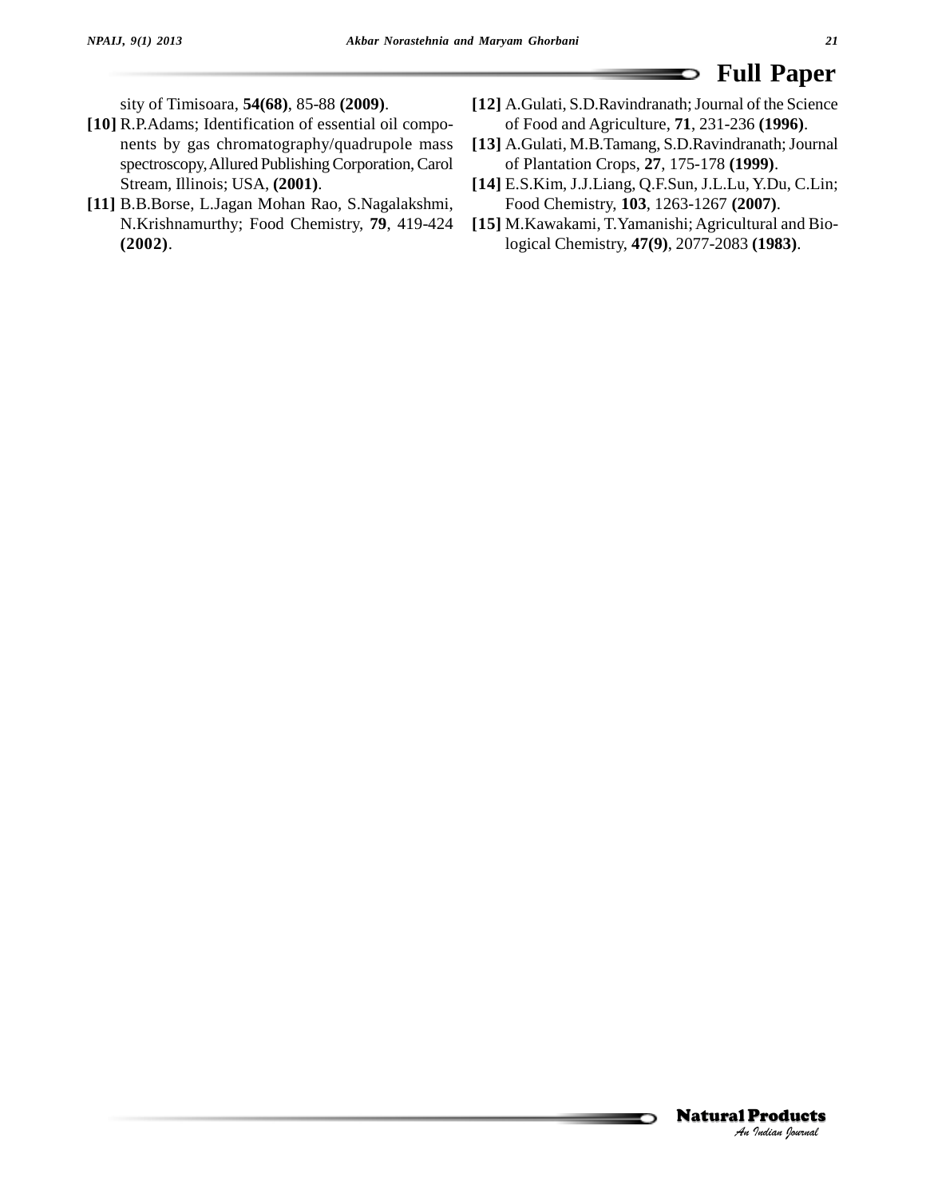sity of Timisoara, **54(68)**, 85-88 **(2009)**.

**[10]** R.P.Adams; Identification of essential oil components by gas chromatography/quadrupole mass spectroscopy, Allured Publishing Corporation, Carol Stream, Illinois; USA, **(2001)**.

**[11]** B.B.Borse, L.Jagan Mohan Rao, S.Nagalakshmi, N.Krishnamurthy; Food Chemistry, **79**, 419-424 **(2002)**.

**[12]** A.Gulati, S.D.Ravindranath; Journal of the Science of Food and Agriculture, **71**, 231-236 **(1996)**.

**[13]** A.Gulati, M.B.Tamang, S.D.Ravindranath; Journal of Plantation Crops, **27**, 175-178 **(1999)**.

**[14]** E.S.Kim, J.J.Liang, Q.F.Sun, J.L.Lu, Y.Du, C.Lin; Food Chemistry, **103**, 1263-1267 **(2007)**.

**[15]** M.Kawakami, T.Yamanishi; Agricultural and Biological Chemistry, **47(9)**, 2077-2083 **(1983)**.